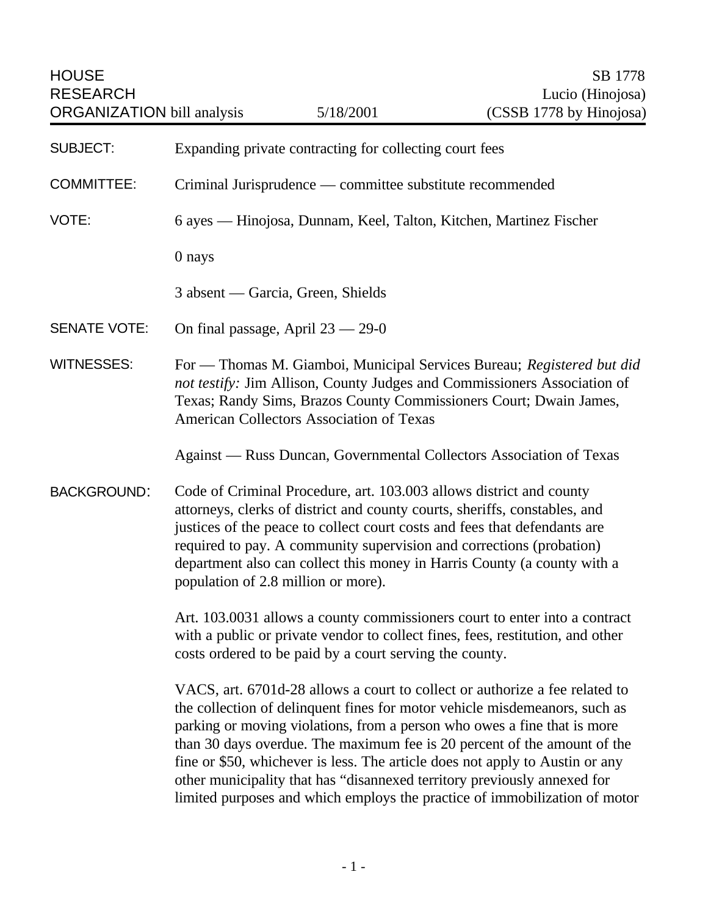HOUSE RESEARCH ORGANIZATION bill analysis — 5/18/2001

SB 1778
Lucio (Hinojosa)
(CSSB 1778 by Hinojosa)

**SUBJECT:** Expanding private contracting for collecting court fees

**COMMITTEE:** Criminal Jurisprudence — committee substitute recommended

**VOTE:** 6 ayes — Hinojosa, Dunnam, Keel, Talton, Kitchen, Martinez Fischer

0 nays

3 absent — Garcia, Green, Shields

**SENATE VOTE:** On final passage, April 23 — 29-0

**WITNESSES:** For — Thomas M. Giamboi, Municipal Services Bureau; *Registered but did not testify:* Jim Allison, County Judges and Commissioners Association of Texas; Randy Sims, Brazos County Commissioners Court; Dwain James, American Collectors Association of Texas

Against — Russ Duncan, Governmental Collectors Association of Texas

**BACKGROUND:** Code of Criminal Procedure, art. 103.003 allows district and county attorneys, clerks of district and county courts, sheriffs, constables, and justices of the peace to collect court costs and fees that defendants are required to pay. A community supervision and corrections (probation) department also can collect this money in Harris County (a county with a population of 2.8 million or more).

Art. 103.0031 allows a county commissioners court to enter into a contract with a public or private vendor to collect fines, fees, restitution, and other costs ordered to be paid by a court serving the county.

VACS, art. 6701d-28 allows a court to collect or authorize a fee related to the collection of delinquent fines for motor vehicle misdemeanors, such as parking or moving violations, from a person who owes a fine that is more than 30 days overdue. The maximum fee is 20 percent of the amount of the fine or $50, whichever is less. The article does not apply to Austin or any other municipality that has "disannexed territory previously annexed for limited purposes and which employs the practice of immobilization of motor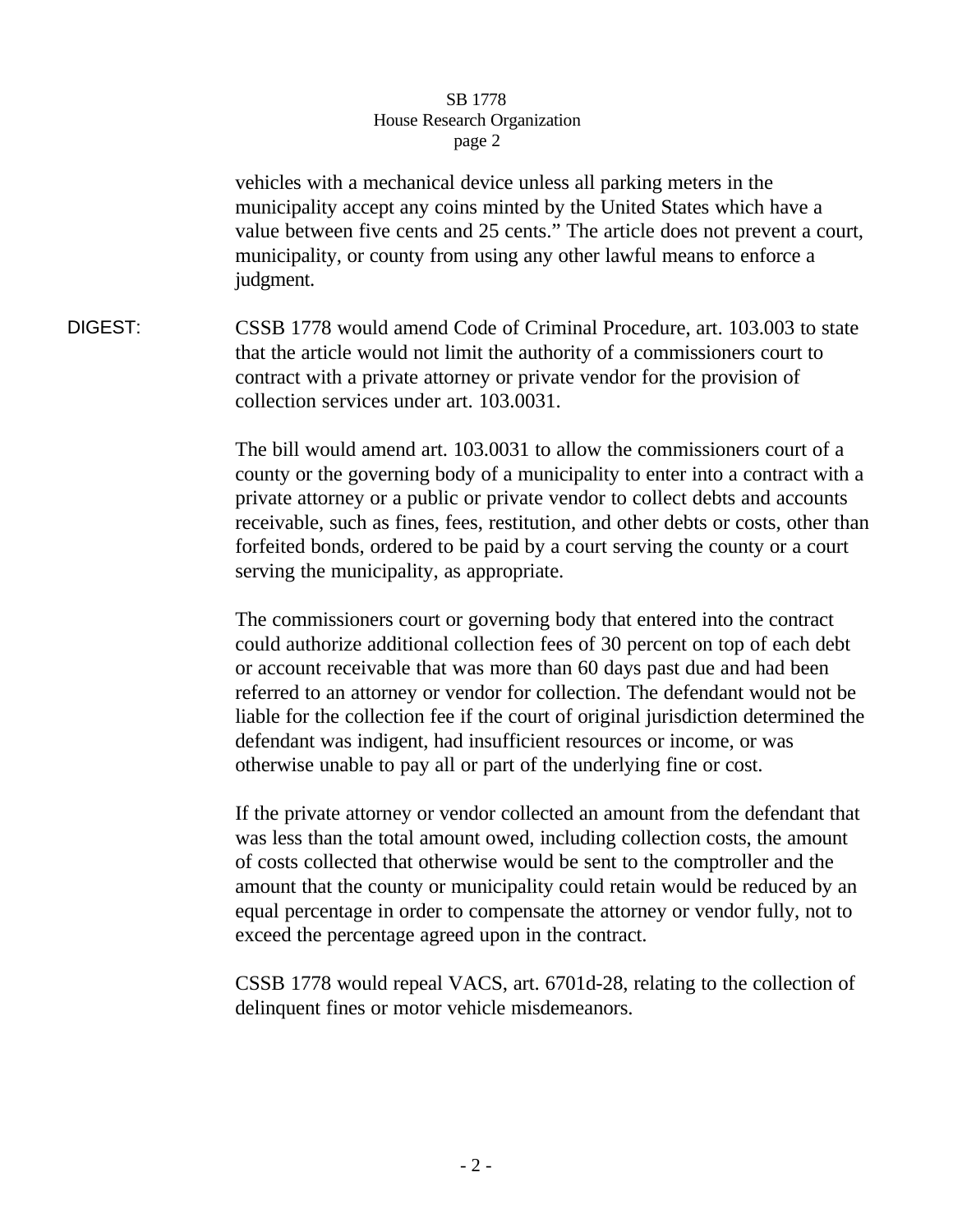vehicles with a mechanical device unless all parking meters in the municipality accept any coins minted by the United States which have a value between five cents and 25 cents." The article does not prevent a court, municipality, or county from using any other lawful means to enforce a judgment.

**DIGEST:** CSSB 1778 would amend Code of Criminal Procedure, art. 103.003 to state that the article would not limit the authority of a commissioners court to contract with a private attorney or private vendor for the provision of collection services under art. 103.0031.

The bill would amend art. 103.0031 to allow the commissioners court of a county or the governing body of a municipality to enter into a contract with a private attorney or a public or private vendor to collect debts and accounts receivable, such as fines, fees, restitution, and other debts or costs, other than forfeited bonds, ordered to be paid by a court serving the county or a court serving the municipality, as appropriate.

The commissioners court or governing body that entered into the contract could authorize additional collection fees of 30 percent on top of each debt or account receivable that was more than 60 days past due and had been referred to an attorney or vendor for collection. The defendant would not be liable for the collection fee if the court of original jurisdiction determined the defendant was indigent, had insufficient resources or income, or was otherwise unable to pay all or part of the underlying fine or cost.

If the private attorney or vendor collected an amount from the defendant that was less than the total amount owed, including collection costs, the amount of costs collected that otherwise would be sent to the comptroller and the amount that the county or municipality could retain would be reduced by an equal percentage in order to compensate the attorney or vendor fully, not to exceed the percentage agreed upon in the contract.

CSSB 1778 would repeal VACS, art. 6701d-28, relating to the collection of delinquent fines or motor vehicle misdemeanors.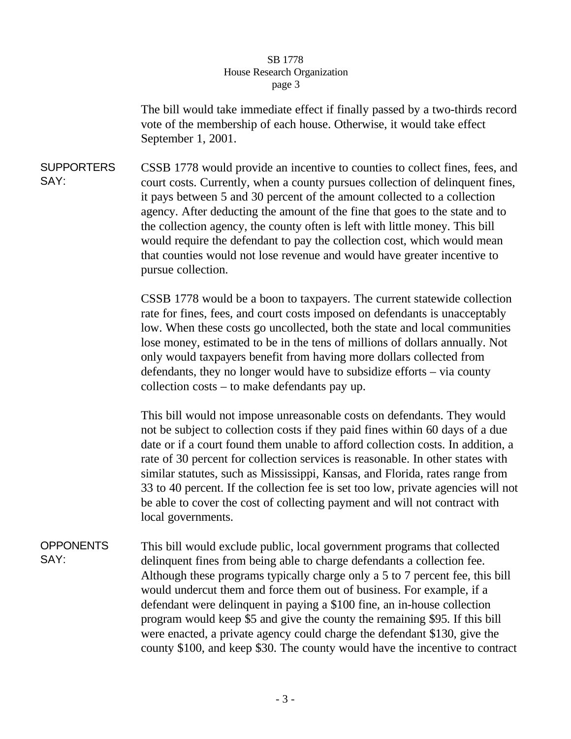The bill would take immediate effect if finally passed by a two-thirds record vote of the membership of each house. Otherwise, it would take effect September 1, 2001.

**SUPPORTERS SAY:**

CSSB 1778 would provide an incentive to counties to collect fines, fees, and court costs. Currently, when a county pursues collection of delinquent fines, it pays between 5 and 30 percent of the amount collected to a collection agency. After deducting the amount of the fine that goes to the state and to the collection agency, the county often is left with little money. This bill would require the defendant to pay the collection cost, which would mean that counties would not lose revenue and would have greater incentive to pursue collection.

CSSB 1778 would be a boon to taxpayers. The current statewide collection rate for fines, fees, and court costs imposed on defendants is unacceptably low. When these costs go uncollected, both the state and local communities lose money, estimated to be in the tens of millions of dollars annually. Not only would taxpayers benefit from having more dollars collected from defendants, they no longer would have to subsidize efforts – via county collection costs – to make defendants pay up.

This bill would not impose unreasonable costs on defendants. They would not be subject to collection costs if they paid fines within 60 days of a due date or if a court found them unable to afford collection costs. In addition, a rate of 30 percent for collection services is reasonable. In other states with similar statutes, such as Mississippi, Kansas, and Florida, rates range from 33 to 40 percent. If the collection fee is set too low, private agencies will not be able to cover the cost of collecting payment and will not contract with local governments.

**OPPONENTS SAY:**

This bill would exclude public, local government programs that collected delinquent fines from being able to charge defendants a collection fee. Although these programs typically charge only a 5 to 7 percent fee, this bill would undercut them and force them out of business. For example, if a defendant were delinquent in paying a $100 fine, an in-house collection program would keep $5 and give the county the remaining $95. If this bill were enacted, a private agency could charge the defendant $130, give the county $100, and keep $30. The county would have the incentive to contract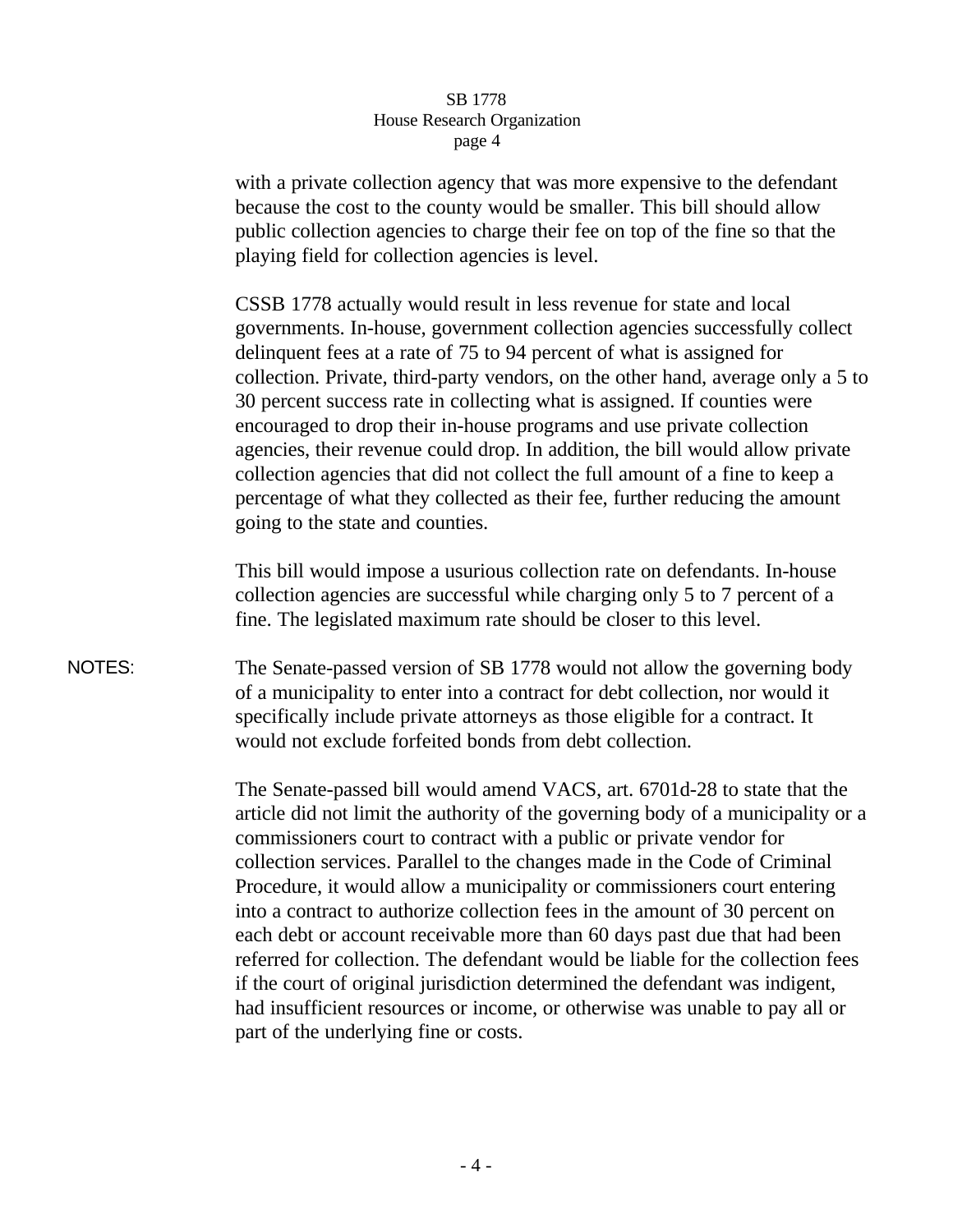with a private collection agency that was more expensive to the defendant because the cost to the county would be smaller. This bill should allow public collection agencies to charge their fee on top of the fine so that the playing field for collection agencies is level.

CSSB 1778 actually would result in less revenue for state and local governments. In-house, government collection agencies successfully collect delinquent fees at a rate of 75 to 94 percent of what is assigned for collection. Private, third-party vendors, on the other hand, average only a 5 to 30 percent success rate in collecting what is assigned. If counties were encouraged to drop their in-house programs and use private collection agencies, their revenue could drop. In addition, the bill would allow private collection agencies that did not collect the full amount of a fine to keep a percentage of what they collected as their fee, further reducing the amount going to the state and counties.

This bill would impose a usurious collection rate on defendants. In-house collection agencies are successful while charging only 5 to 7 percent of a fine. The legislated maximum rate should be closer to this level.

NOTES: The Senate-passed version of SB 1778 would not allow the governing body of a municipality to enter into a contract for debt collection, nor would it specifically include private attorneys as those eligible for a contract. It would not exclude forfeited bonds from debt collection.

The Senate-passed bill would amend VACS, art. 6701d-28 to state that the article did not limit the authority of the governing body of a municipality or a commissioners court to contract with a public or private vendor for collection services. Parallel to the changes made in the Code of Criminal Procedure, it would allow a municipality or commissioners court entering into a contract to authorize collection fees in the amount of 30 percent on each debt or account receivable more than 60 days past due that had been referred for collection. The defendant would be liable for the collection fees if the court of original jurisdiction determined the defendant was indigent, had insufficient resources or income, or otherwise was unable to pay all or part of the underlying fine or costs.